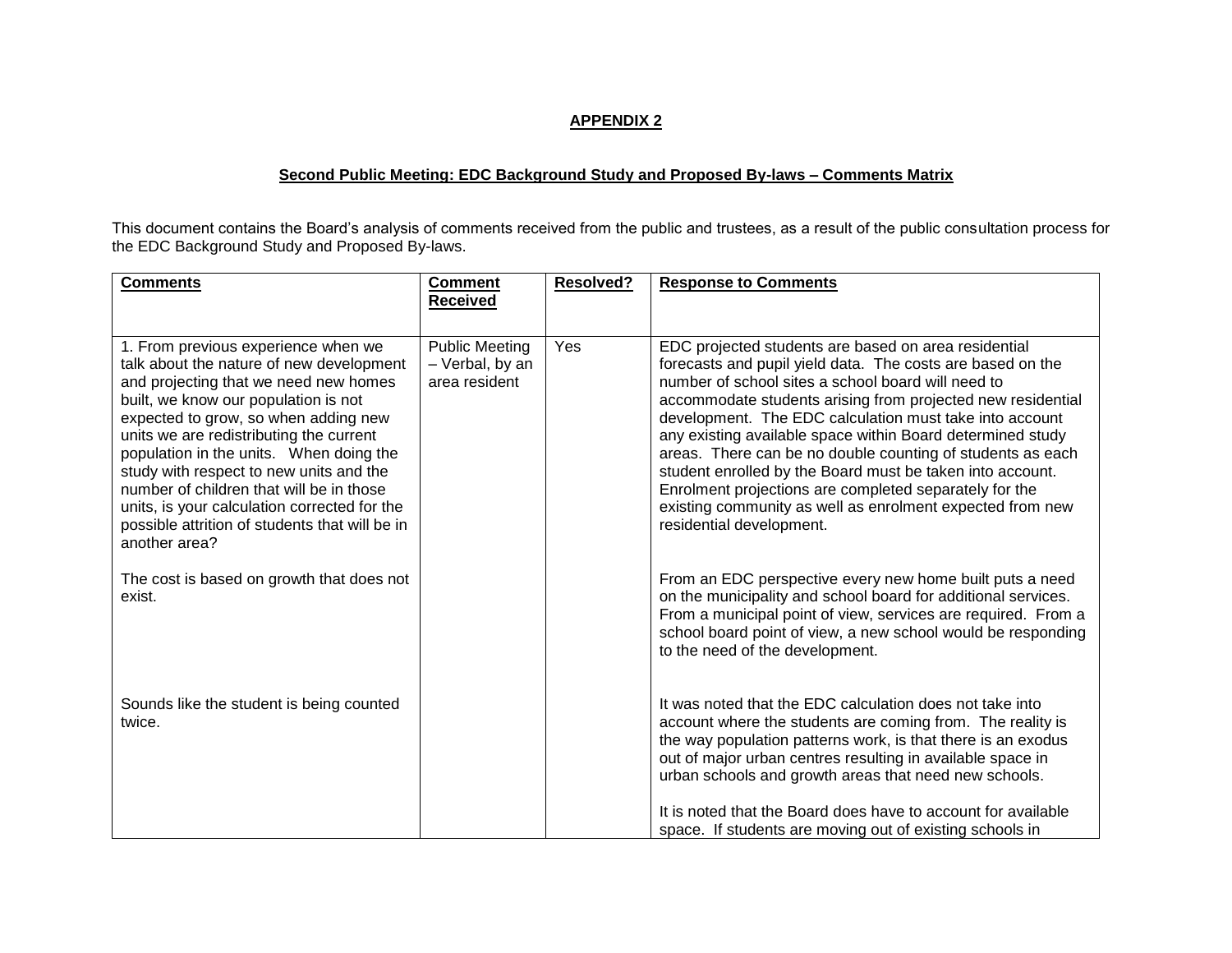**APPENDIX 2**

**Second Public Meeting: EDC Background Study and Proposed By-laws – Comments Matrix**

This document contains the Board's analysis of comments received from the public and trustees, as a result of the public consultation process for the EDC Background Study and Proposed By-laws.

| **Comments** | **Comment Received** | **Resolved?** | **Response to Comments** |
|---|---|---|---|
| 1. From previous experience when we talk about the nature of new development and projecting that we need new homes built, we know our population is not expected to grow, so when adding new units we are redistributing the current population in the units. When doing the study with respect to new units and the number of children that will be in those units, is your calculation corrected for the possible attrition of students that will be in another area?<br><br>The cost is based on growth that does not exist.<br><br>Sounds like the student is being counted twice. | Public Meeting – Verbal, by an area resident | Yes | EDC projected students are based on area residential forecasts and pupil yield data. The costs are based on the number of school sites a school board will need to accommodate students arising from projected new residential development. The EDC calculation must take into account any existing available space within Board determined study areas. There can be no double counting of students as each student enrolled by the Board must be taken into account. Enrolment projections are completed separately for the existing community as well as enrolment expected from new residential development.<br><br>From an EDC perspective every new home built puts a need on the municipality and school board for additional services. From a municipal point of view, services are required. From a school board point of view, a new school would be responding to the need of the development.<br><br>It was noted that the EDC calculation does not take into account where the students are coming from. The reality is the way population patterns work, is that there is an exodus out of major urban centres resulting in available space in urban schools and growth areas that need new schools.<br><br>It is noted that the Board does have to account for available space. If students are moving out of existing schools in |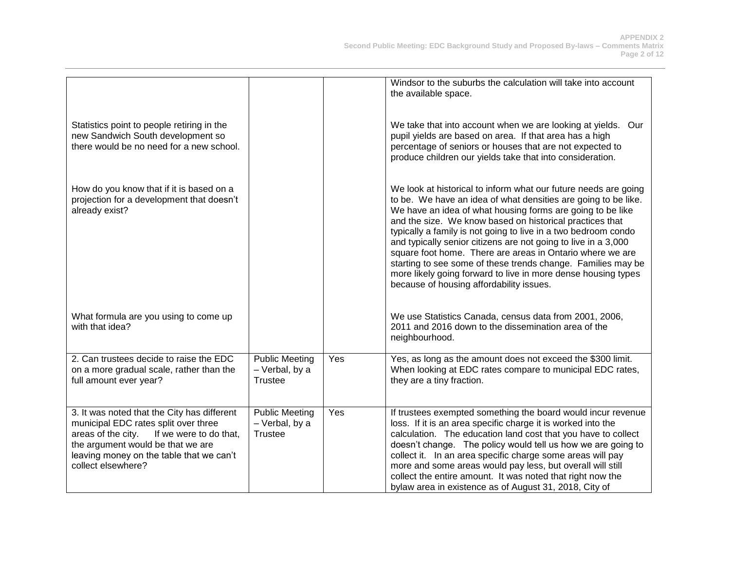| | | | |
|---|---|---|---|
| | | | Windsor to the suburbs the calculation will take into account the available space. |
| Statistics point to people retiring in the new Sandwich South development so there would be no need for a new school. | | | We take that into account when we are looking at yields. Our pupil yields are based on area. If that area has a high percentage of seniors or houses that are not expected to produce children our yields take that into consideration. |
| How do you know that if it is based on a projection for a development that doesn't already exist? | | | We look at historical to inform what our future needs are going to be. We have an idea of what densities are going to be like. We have an idea of what housing forms are going to be like and the size. We know based on historical practices that typically a family is not going to live in a two bedroom condo and typically senior citizens are not going to live in a 3,000 square foot home. There are areas in Ontario where we are starting to see some of these trends change. Families may be more likely going forward to live in more dense housing types because of housing affordability issues. |
| What formula are you using to come up with that idea? | | | We use Statistics Canada, census data from 2001, 2006, 2011 and 2016 down to the dissemination area of the neighbourhood. |
| 2. Can trustees decide to raise the EDC on a more gradual scale, rather than the full amount ever year? | Public Meeting – Verbal, by a Trustee | Yes | Yes, as long as the amount does not exceed the $300 limit. When looking at EDC rates compare to municipal EDC rates, they are a tiny fraction. |
| 3. It was noted that the City has different municipal EDC rates split over three areas of the city. If we were to do that, the argument would be that we are leaving money on the table that we can't collect elsewhere? | Public Meeting – Verbal, by a Trustee | Yes | If trustees exempted something the board would incur revenue loss. If it is an area specific charge it is worked into the calculation. The education land cost that you have to collect doesn't change. The policy would tell us how we are going to collect it. In an area specific charge some areas will pay more and some areas would pay less, but overall will still collect the entire amount. It was noted that right now the bylaw area in existence as of August 31, 2018, City of |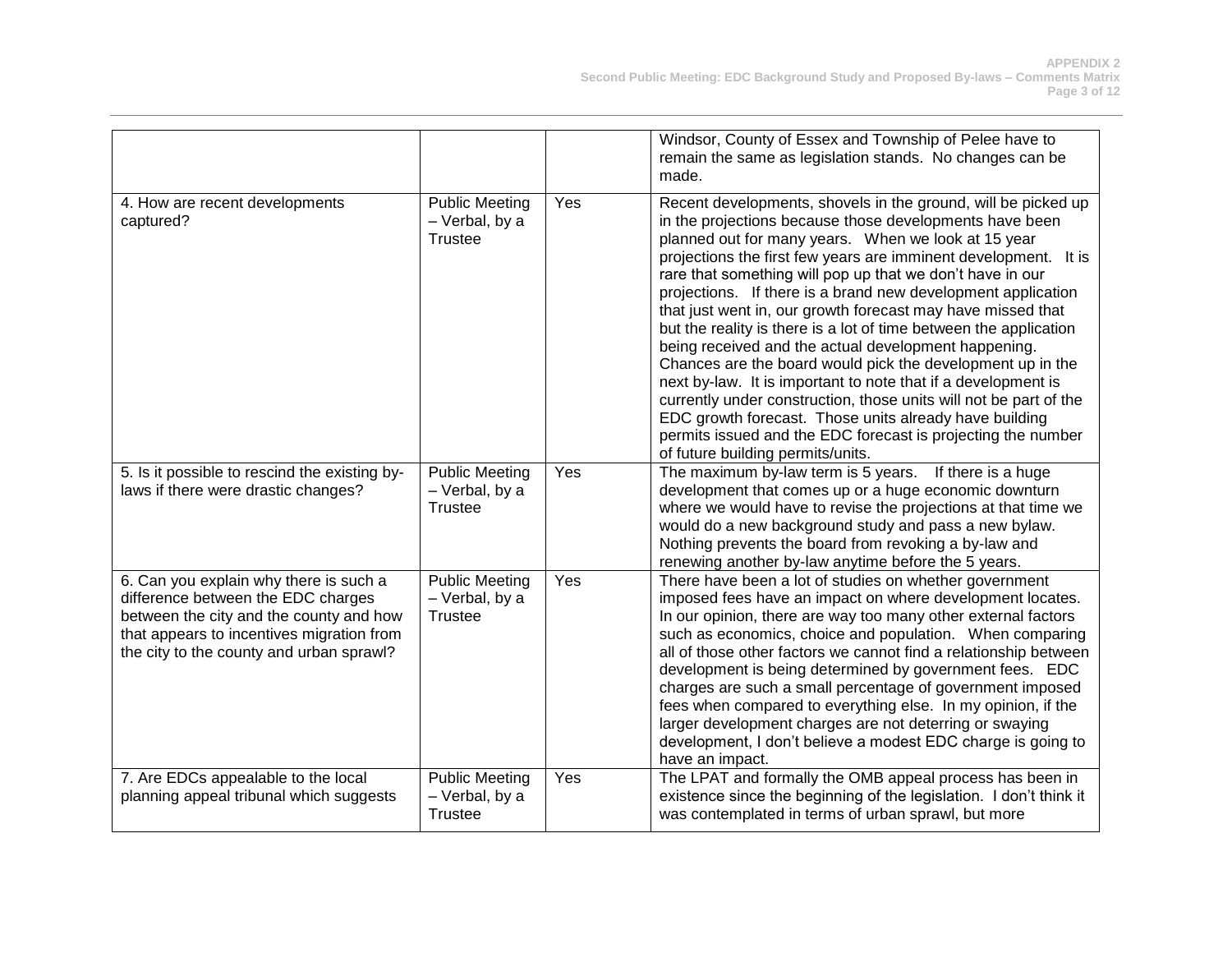| | | | |
|---|---|---|---|
| | | | Windsor, County of Essex and Township of Pelee have to remain the same as legislation stands. No changes can be made. |
| 4. How are recent developments captured? | Public Meeting – Verbal, by a Trustee | Yes | Recent developments, shovels in the ground, will be picked up in the projections because those developments have been planned out for many years. When we look at 15 year projections the first few years are imminent development. It is rare that something will pop up that we don't have in our projections. If there is a brand new development application that just went in, our growth forecast may have missed that but the reality is there is a lot of time between the application being received and the actual development happening. Chances are the board would pick the development up in the next by-law. It is important to note that if a development is currently under construction, those units will not be part of the EDC growth forecast. Those units already have building permits issued and the EDC forecast is projecting the number of future building permits/units. |
| 5. Is it possible to rescind the existing by-laws if there were drastic changes? | Public Meeting – Verbal, by a Trustee | Yes | The maximum by-law term is 5 years. If there is a huge development that comes up or a huge economic downturn where we would have to revise the projections at that time we would do a new background study and pass a new bylaw. Nothing prevents the board from revoking a by-law and renewing another by-law anytime before the 5 years. |
| 6. Can you explain why there is such a difference between the EDC charges between the city and the county and how that appears to incentives migration from the city to the county and urban sprawl? | Public Meeting – Verbal, by a Trustee | Yes | There have been a lot of studies on whether government imposed fees have an impact on where development locates. In our opinion, there are way too many other external factors such as economics, choice and population. When comparing all of those other factors we cannot find a relationship between development is being determined by government fees. EDC charges are such a small percentage of government imposed fees when compared to everything else. In my opinion, if the larger development charges are not deterring or swaying development, I don't believe a modest EDC charge is going to have an impact. |
| 7. Are EDCs appealable to the local planning appeal tribunal which suggests | Public Meeting – Verbal, by a Trustee | Yes | The LPAT and formally the OMB appeal process has been in existence since the beginning of the legislation. I don't think it was contemplated in terms of urban sprawl, but more |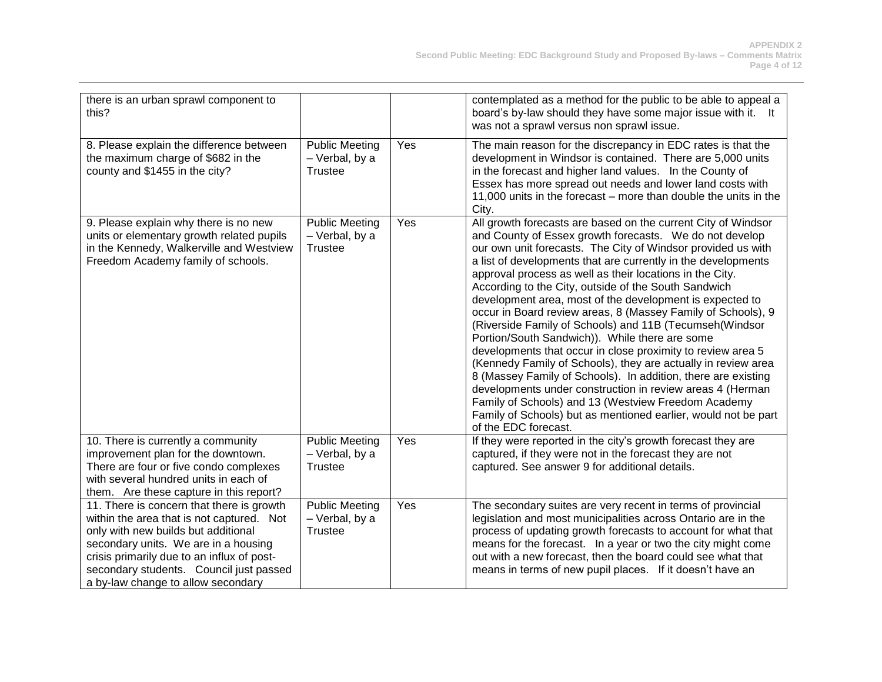| | | | |
|---|---|---|---|
| there is an urban sprawl component to this? | | | contemplated as a method for the public to be able to appeal a board's by-law should they have some major issue with it. It was not a sprawl versus non sprawl issue. |
| 8. Please explain the difference between the maximum charge of $682 in the county and $1455 in the city? | Public Meeting – Verbal, by a Trustee | Yes | The main reason for the discrepancy in EDC rates is that the development in Windsor is contained. There are 5,000 units in the forecast and higher land values. In the County of Essex has more spread out needs and lower land costs with 11,000 units in the forecast – more than double the units in the City. |
| 9. Please explain why there is no new units or elementary growth related pupils in the Kennedy, Walkerville and Westview Freedom Academy family of schools. | Public Meeting – Verbal, by a Trustee | Yes | All growth forecasts are based on the current City of Windsor and County of Essex growth forecasts. We do not develop our own unit forecasts. The City of Windsor provided us with a list of developments that are currently in the developments approval process as well as their locations in the City. According to the City, outside of the South Sandwich development area, most of the development is expected to occur in Board review areas, 8 (Massey Family of Schools), 9 (Riverside Family of Schools) and 11B (Tecumseh(Windsor Portion/South Sandwich)). While there are some developments that occur in close proximity to review area 5 (Kennedy Family of Schools), they are actually in review area 8 (Massey Family of Schools). In addition, there are existing developments under construction in review areas 4 (Herman Family of Schools) and 13 (Westview Freedom Academy Family of Schools) but as mentioned earlier, would not be part of the EDC forecast. |
| 10. There is currently a community improvement plan for the downtown. There are four or five condo complexes with several hundred units in each of them. Are these capture in this report? | Public Meeting – Verbal, by a Trustee | Yes | If they were reported in the city's growth forecast they are captured, if they were not in the forecast they are not captured. See answer 9 for additional details. |
| 11. There is concern that there is growth within the area that is not captured. Not only with new builds but additional secondary units. We are in a housing crisis primarily due to an influx of post-secondary students. Council just passed a by-law change to allow secondary | Public Meeting – Verbal, by a Trustee | Yes | The secondary suites are very recent in terms of provincial legislation and most municipalities across Ontario are in the process of updating growth forecasts to account for what that means for the forecast. In a year or two the city might come out with a new forecast, then the board could see what that means in terms of new pupil places. If it doesn't have an |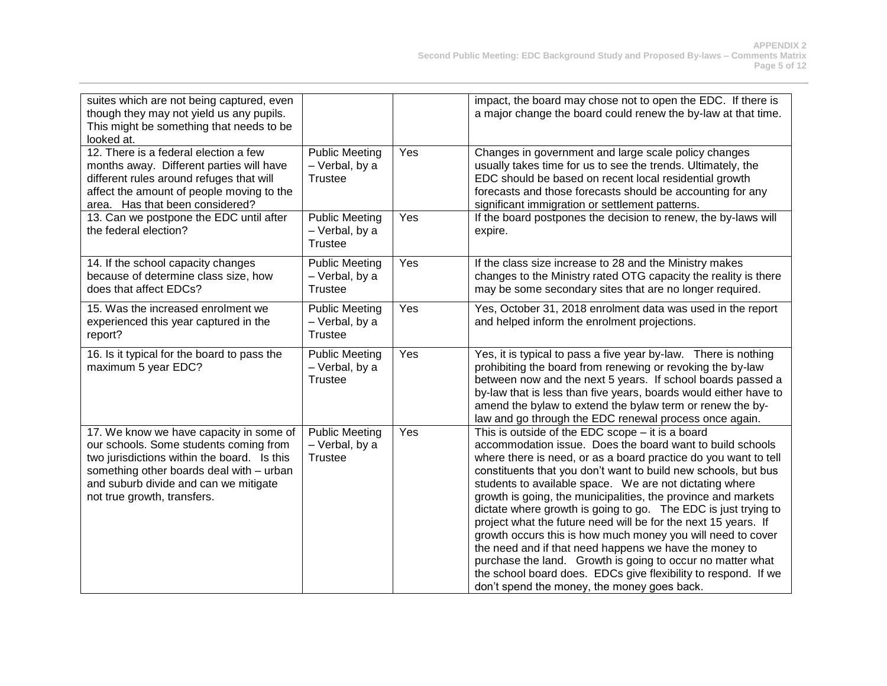| | | | |
|---|---|---|---|
| suites which are not being captured, even though they may not yield us any pupils. This might be something that needs to be looked at. | | | impact, the board may chose not to open the EDC. If there is a major change the board could renew the by-law at that time. |
| 12. There is a federal election a few months away. Different parties will have different rules around refuges that will affect the amount of people moving to the area. Has that been considered? | Public Meeting – Verbal, by a Trustee | Yes | Changes in government and large scale policy changes usually takes time for us to see the trends. Ultimately, the EDC should be based on recent local residential growth forecasts and those forecasts should be accounting for any significant immigration or settlement patterns. |
| 13. Can we postpone the EDC until after the federal election? | Public Meeting – Verbal, by a Trustee | Yes | If the board postpones the decision to renew, the by-laws will expire. |
| 14. If the school capacity changes because of determine class size, how does that affect EDCs? | Public Meeting – Verbal, by a Trustee | Yes | If the class size increase to 28 and the Ministry makes changes to the Ministry rated OTG capacity the reality is there may be some secondary sites that are no longer required. |
| 15. Was the increased enrolment we experienced this year captured in the report? | Public Meeting – Verbal, by a Trustee | Yes | Yes, October 31, 2018 enrolment data was used in the report and helped inform the enrolment projections. |
| 16. Is it typical for the board to pass the maximum 5 year EDC? | Public Meeting – Verbal, by a Trustee | Yes | Yes, it is typical to pass a five year by-law. There is nothing prohibiting the board from renewing or revoking the by-law between now and the next 5 years. If school boards passed a by-law that is less than five years, boards would either have to amend the bylaw to extend the bylaw term or renew the by-law and go through the EDC renewal process once again. |
| 17. We know we have capacity in some of our schools. Some students coming from two jurisdictions within the board. Is this something other boards deal with – urban and suburb divide and can we mitigate not true growth, transfers. | Public Meeting – Verbal, by a Trustee | Yes | This is outside of the EDC scope – it is a board accommodation issue. Does the board want to build schools where there is need, or as a board practice do you want to tell constituents that you don't want to build new schools, but bus students to available space. We are not dictating where growth is going, the municipalities, the province and markets dictate where growth is going to go. The EDC is just trying to project what the future need will be for the next 15 years. If growth occurs this is how much money you will need to cover the need and if that need happens we have the money to purchase the land. Growth is going to occur no matter what the school board does. EDCs give flexibility to respond. If we don't spend the money, the money goes back. |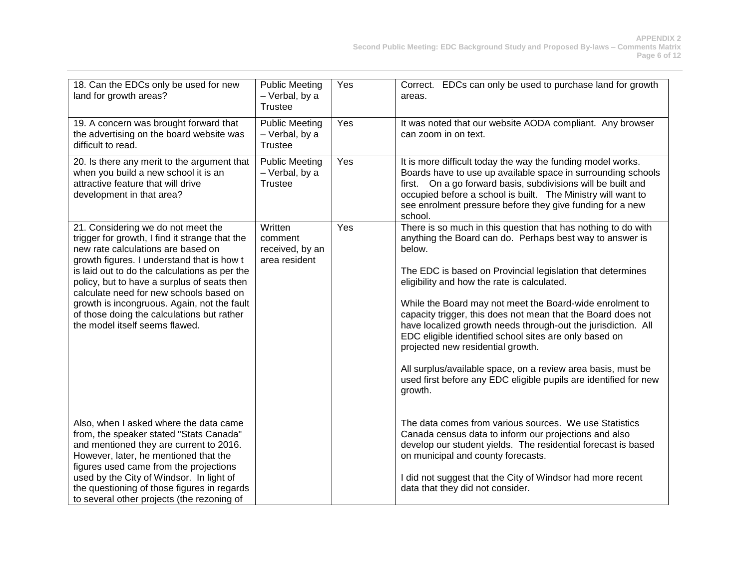| | | | |
|---|---|---|---|
| 18. Can the EDCs only be used for new land for growth areas? | Public Meeting – Verbal, by a Trustee | Yes | Correct. EDCs can only be used to purchase land for growth areas. |
| 19. A concern was brought forward that the advertising on the board website was difficult to read. | Public Meeting – Verbal, by a Trustee | Yes | It was noted that our website AODA compliant. Any browser can zoom in on text. |
| 20. Is there any merit to the argument that when you build a new school it is an attractive feature that will drive development in that area? | Public Meeting – Verbal, by a Trustee | Yes | It is more difficult today the way the funding model works. Boards have to use up available space in surrounding schools first. On a go forward basis, subdivisions will be built and occupied before a school is built. The Ministry will want to see enrolment pressure before they give funding for a new school. |
| 21. Considering we do not meet the trigger for growth, I find it strange that the new rate calculations are based on growth figures. I understand that is how t is laid out to do the calculations as per the policy, but to have a surplus of seats then calculate need for new schools based on growth is incongruous. Again, not the fault of those doing the calculations but rather the model itself seems flawed.<br><br>Also, when I asked where the data came from, the speaker stated "Stats Canada" and mentioned they are current to 2016. However, later, he mentioned that the figures used came from the projections used by the City of Windsor. In light of the questioning of those figures in regards to several other projects (the rezoning of | Written comment received, by an area resident | Yes | There is so much in this question that has nothing to do with anything the Board can do. Perhaps best way to answer is below.<br><br>The EDC is based on Provincial legislation that determines eligibility and how the rate is calculated.<br><br>While the Board may not meet the Board-wide enrolment to capacity trigger, this does not mean that the Board does not have localized growth needs through-out the jurisdiction. All EDC eligible identified school sites are only based on projected new residential growth.<br><br>All surplus/available space, on a review area basis, must be used first before any EDC eligible pupils are identified for new growth.<br><br>The data comes from various sources. We use Statistics Canada census data to inform our projections and also develop our student yields. The residential forecast is based on municipal and county forecasts.<br><br>I did not suggest that the City of Windsor had more recent data that they did not consider. |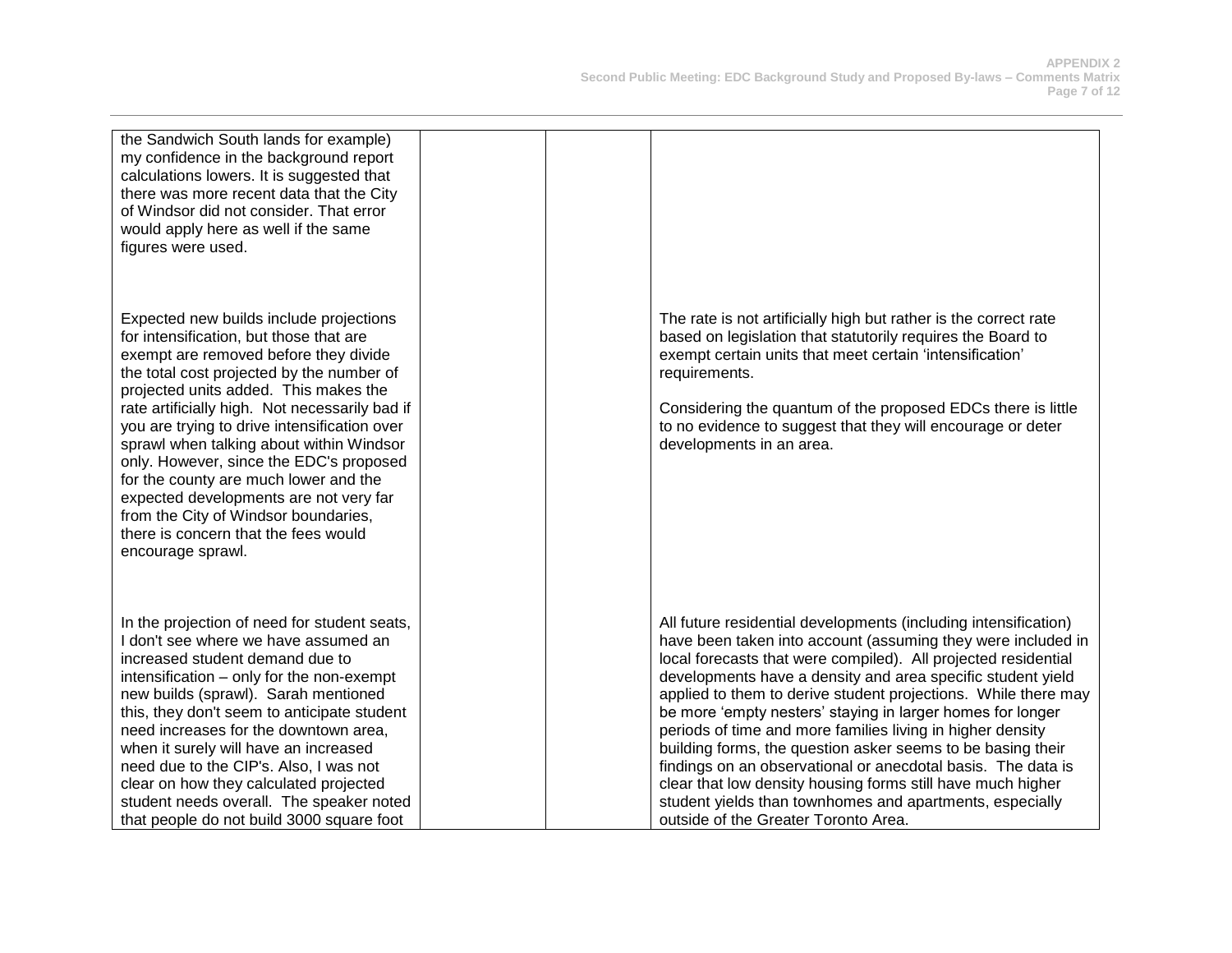| | | | |
|---|---|---|---|
| the Sandwich South lands for example) my confidence in the background report calculations lowers. It is suggested that there was more recent data that the City of Windsor did not consider. That error would apply here as well if the same figures were used. | | | |
| Expected new builds include projections for intensification, but those that are exempt are removed before they divide the total cost projected by the number of projected units added. This makes the rate artificially high. Not necessarily bad if you are trying to drive intensification over sprawl when talking about within Windsor only. However, since the EDC's proposed for the county are much lower and the expected developments are not very far from the City of Windsor boundaries, there is concern that the fees would encourage sprawl. | | | The rate is not artificially high but rather is the correct rate based on legislation that statutorily requires the Board to exempt certain units that meet certain 'intensification' requirements.<br><br>Considering the quantum of the proposed EDCs there is little to no evidence to suggest that they will encourage or deter developments in an area. |
| In the projection of need for student seats, I don't see where we have assumed an increased student demand due to intensification – only for the non-exempt new builds (sprawl). Sarah mentioned this, they don't seem to anticipate student need increases for the downtown area, when it surely will have an increased need due to the CIP's. Also, I was not clear on how they calculated projected student needs overall. The speaker noted that people do not build 3000 square foot | | | All future residential developments (including intensification) have been taken into account (assuming they were included in local forecasts that were compiled). All projected residential developments have a density and area specific student yield applied to them to derive student projections. While there may be more 'empty nesters' staying in larger homes for longer periods of time and more families living in higher density building forms, the question asker seems to be basing their findings on an observational or anecdotal basis. The data is clear that low density housing forms still have much higher student yields than townhomes and apartments, especially outside of the Greater Toronto Area. |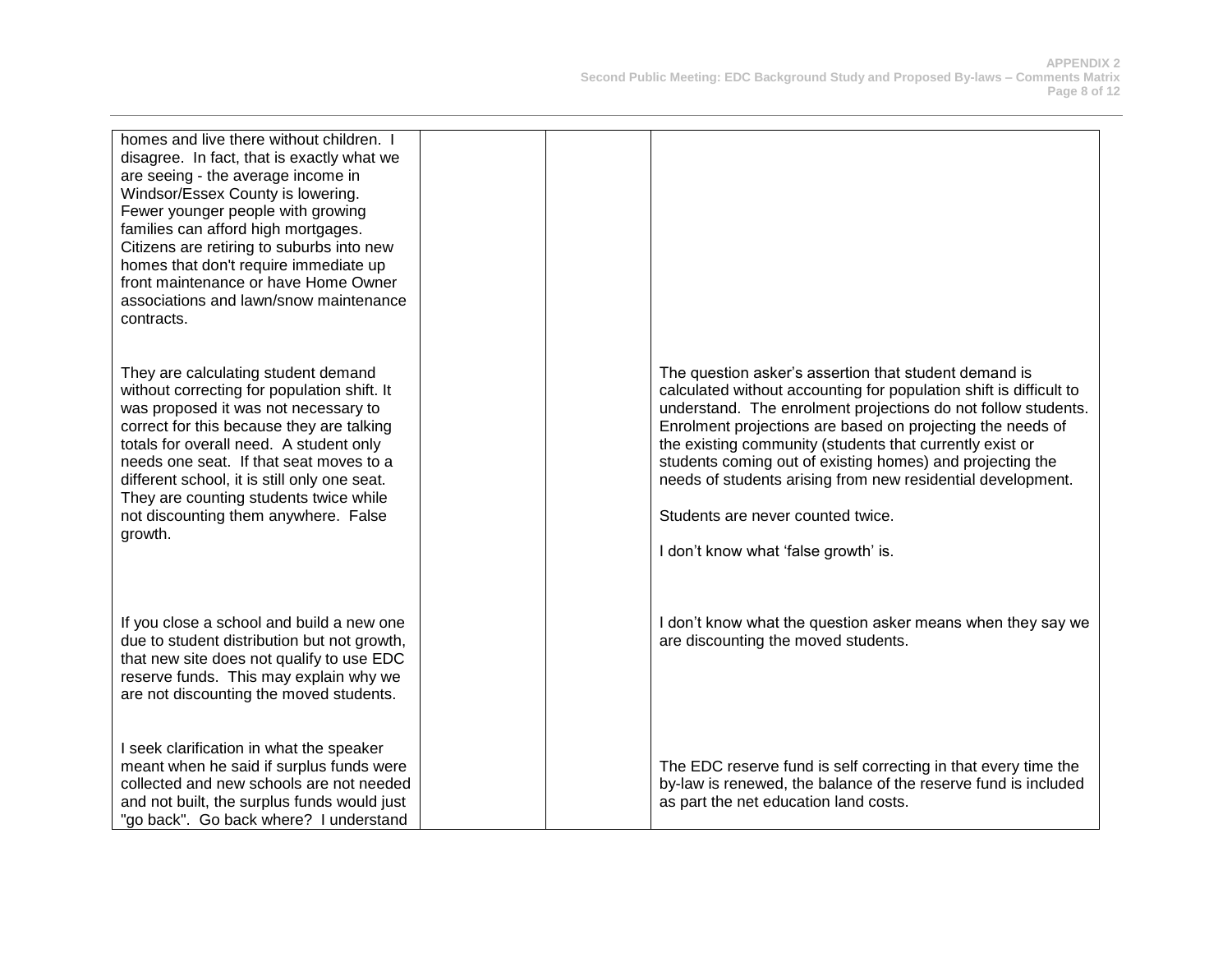| | | | |
|---|---|---|---|
| homes and live there without children. I disagree. In fact, that is exactly what we are seeing - the average income in Windsor/Essex County is lowering. Fewer younger people with growing families can afford high mortgages. Citizens are retiring to suburbs into new homes that don't require immediate up front maintenance or have Home Owner associations and lawn/snow maintenance contracts. | | | |
| They are calculating student demand without correcting for population shift. It was proposed it was not necessary to correct for this because they are talking totals for overall need. A student only needs one seat. If that seat moves to a different school, it is still only one seat. They are counting students twice while not discounting them anywhere. False growth. | | | The question asker's assertion that student demand is calculated without accounting for population shift is difficult to understand. The enrolment projections do not follow students. Enrolment projections are based on projecting the needs of the existing community (students that currently exist or students coming out of existing homes) and projecting the needs of students arising from new residential development.<br><br>Students are never counted twice.<br><br>I don't know what 'false growth' is. |
| If you close a school and build a new one due to student distribution but not growth, that new site does not qualify to use EDC reserve funds. This may explain why we are not discounting the moved students. | | | I don't know what the question asker means when they say we are discounting the moved students. |
| I seek clarification in what the speaker meant when he said if surplus funds were collected and new schools are not needed and not built, the surplus funds would just "go back". Go back where? I understand | | | The EDC reserve fund is self correcting in that every time the by-law is renewed, the balance of the reserve fund is included as part the net education land costs. |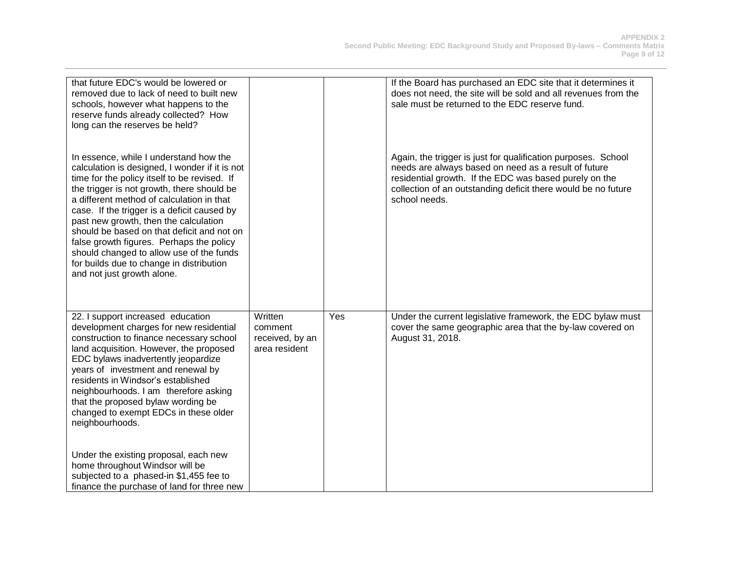| | | | |
|---|---|---|---|
| that future EDC's would be lowered or removed due to lack of need to built new schools, however what happens to the reserve funds already collected? How long can the reserves be held?<br><br>In essence, while I understand how the calculation is designed, I wonder if it is not time for the policy itself to be revised. If the trigger is not growth, there should be a different method of calculation in that case. If the trigger is a deficit caused by past new growth, then the calculation should be based on that deficit and not on false growth figures. Perhaps the policy should changed to allow use of the funds for builds due to change in distribution and not just growth alone. | | | If the Board has purchased an EDC site that it determines it does not need, the site will be sold and all revenues from the sale must be returned to the EDC reserve fund.<br><br>Again, the trigger is just for qualification purposes. School needs are always based on need as a result of future residential growth. If the EDC was based purely on the collection of an outstanding deficit there would be no future school needs. |
| 22. I support increased education development charges for new residential construction to finance necessary school land acquisition. However, the proposed EDC bylaws inadvertently jeopardize years of investment and renewal by residents in Windsor's established neighbourhoods. I am therefore asking that the proposed bylaw wording be changed to exempt EDCs in these older neighbourhoods.<br><br>Under the existing proposal, each new home throughout Windsor will be subjected to a phased-in $1,455 fee to finance the purchase of land for three new | Written comment received, by an area resident | Yes | Under the current legislative framework, the EDC bylaw must cover the same geographic area that the by-law covered on August 31, 2018. |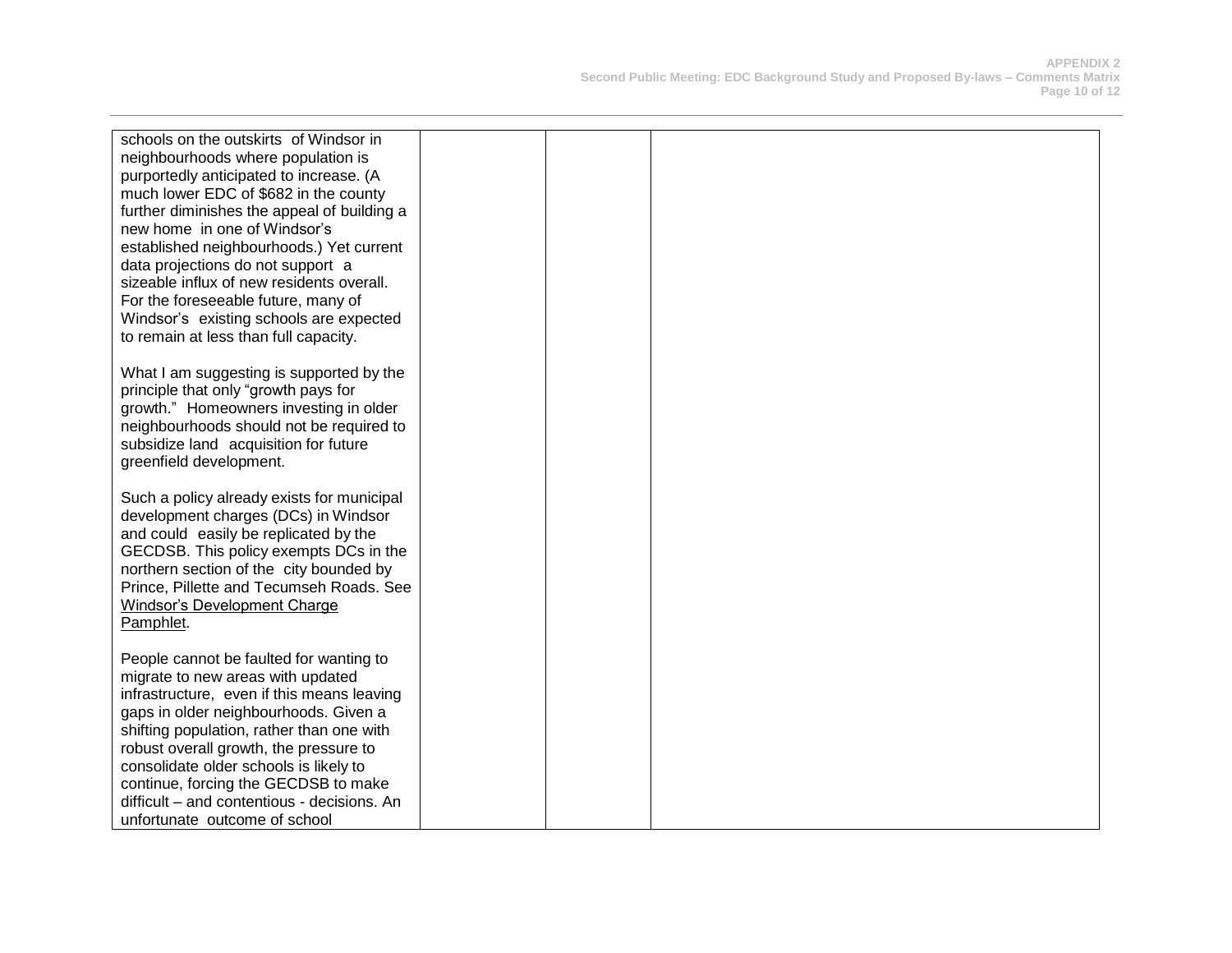| | | | |
|---|---|---|---|
| schools on the outskirts of Windsor in neighbourhoods where population is purportedly anticipated to increase. (A much lower EDC of $682 in the county further diminishes the appeal of building a new home in one of Windsor's established neighbourhoods.) Yet current data projections do not support a sizeable influx of new residents overall. For the foreseeable future, many of Windsor's existing schools are expected to remain at less than full capacity.<br><br>What I am suggesting is supported by the principle that only "growth pays for growth." Homeowners investing in older neighbourhoods should not be required to subsidize land acquisition for future greenfield development.<br><br>Such a policy already exists for municipal development charges (DCs) in Windsor and could easily be replicated by the GECDSB. This policy exempts DCs in the northern section of the city bounded by Prince, Pillette and Tecumseh Roads. See Windsor's Development Charge Pamphlet.<br><br>People cannot be faulted for wanting to migrate to new areas with updated infrastructure, even if this means leaving gaps in older neighbourhoods. Given a shifting population, rather than one with robust overall growth, the pressure to consolidate older schools is likely to continue, forcing the GECDSB to make difficult – and contentious - decisions. An unfortunate outcome of school | | | |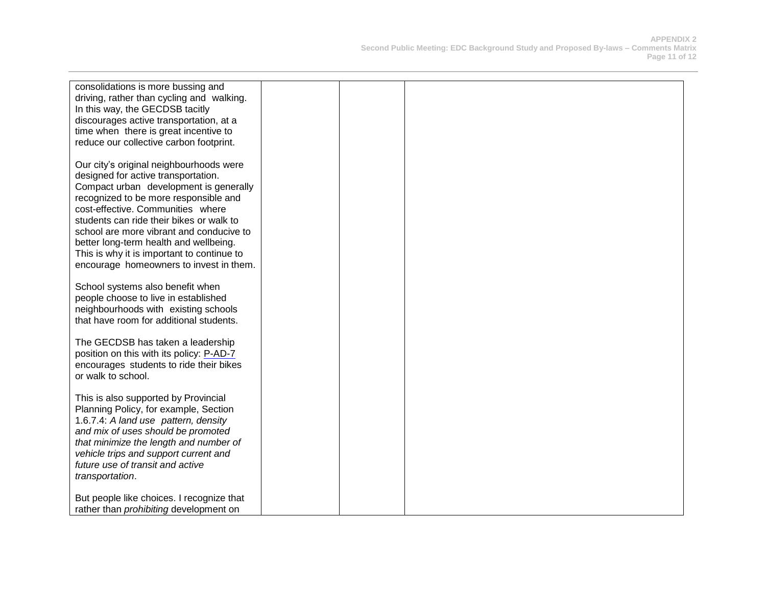| | | | |
|---|---|---|---|
| consolidations is more bussing and driving, rather than cycling and walking. In this way, the GECDSB tacitly discourages active transportation, at a time when there is great incentive to reduce our collective carbon footprint.<br><br>Our city's original neighbourhoods were designed for active transportation. Compact urban development is generally recognized to be more responsible and cost-effective. Communities where students can ride their bikes or walk to school are more vibrant and conducive to better long-term health and wellbeing. This is why it is important to continue to encourage homeowners to invest in them.<br><br>School systems also benefit when people choose to live in established neighbourhoods with existing schools that have room for additional students.<br><br>The GECDSB has taken a leadership position on this with its policy: P-AD-7 encourages students to ride their bikes or walk to school.<br><br>This is also supported by Provincial Planning Policy, for example, Section 1.6.7.4: *A land use pattern, density and mix of uses should be promoted that minimize the length and number of vehicle trips and support current and future use of transit and active transportation*.<br><br>But people like choices. I recognize that rather than *prohibiting* development on | | | |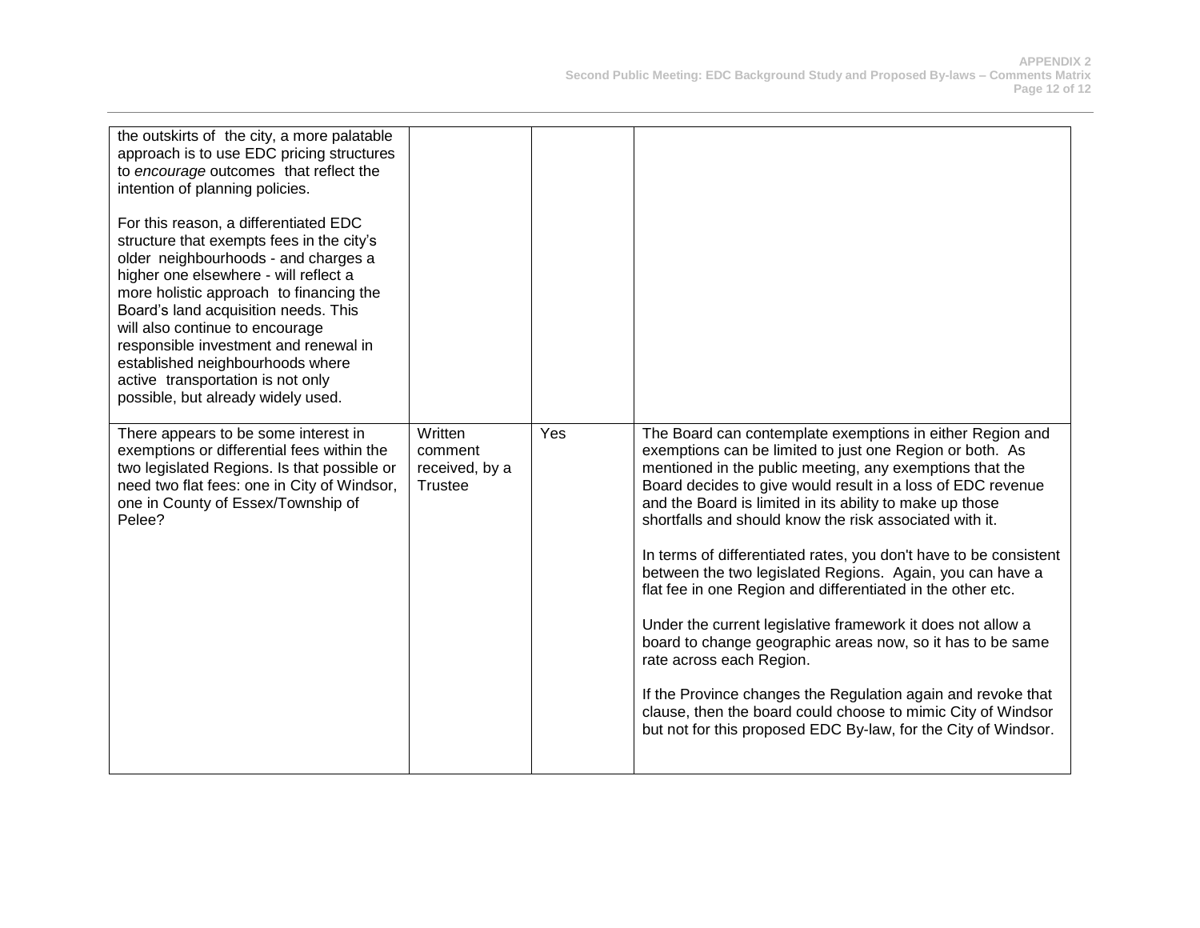| | | | |
|---|---|---|---|
| the outskirts of the city, a more palatable approach is to use EDC pricing structures to *encourage* outcomes that reflect the intention of planning policies.<br><br>For this reason, a differentiated EDC structure that exempts fees in the city's older neighbourhoods - and charges a higher one elsewhere - will reflect a more holistic approach to financing the Board's land acquisition needs. This will also continue to encourage responsible investment and renewal in established neighbourhoods where active transportation is not only possible, but already widely used. | | | |
| There appears to be some interest in exemptions or differential fees within the two legislated Regions. Is that possible or need two flat fees: one in City of Windsor, one in County of Essex/Township of Pelee? | Written comment received, by a Trustee | Yes | The Board can contemplate exemptions in either Region and exemptions can be limited to just one Region or both. As mentioned in the public meeting, any exemptions that the Board decides to give would result in a loss of EDC revenue and the Board is limited in its ability to make up those shortfalls and should know the risk associated with it.<br><br>In terms of differentiated rates, you don't have to be consistent between the two legislated Regions. Again, you can have a flat fee in one Region and differentiated in the other etc.<br><br>Under the current legislative framework it does not allow a board to change geographic areas now, so it has to be same rate across each Region.<br><br>If the Province changes the Regulation again and revoke that clause, then the board could choose to mimic City of Windsor but not for this proposed EDC By-law, for the City of Windsor. |